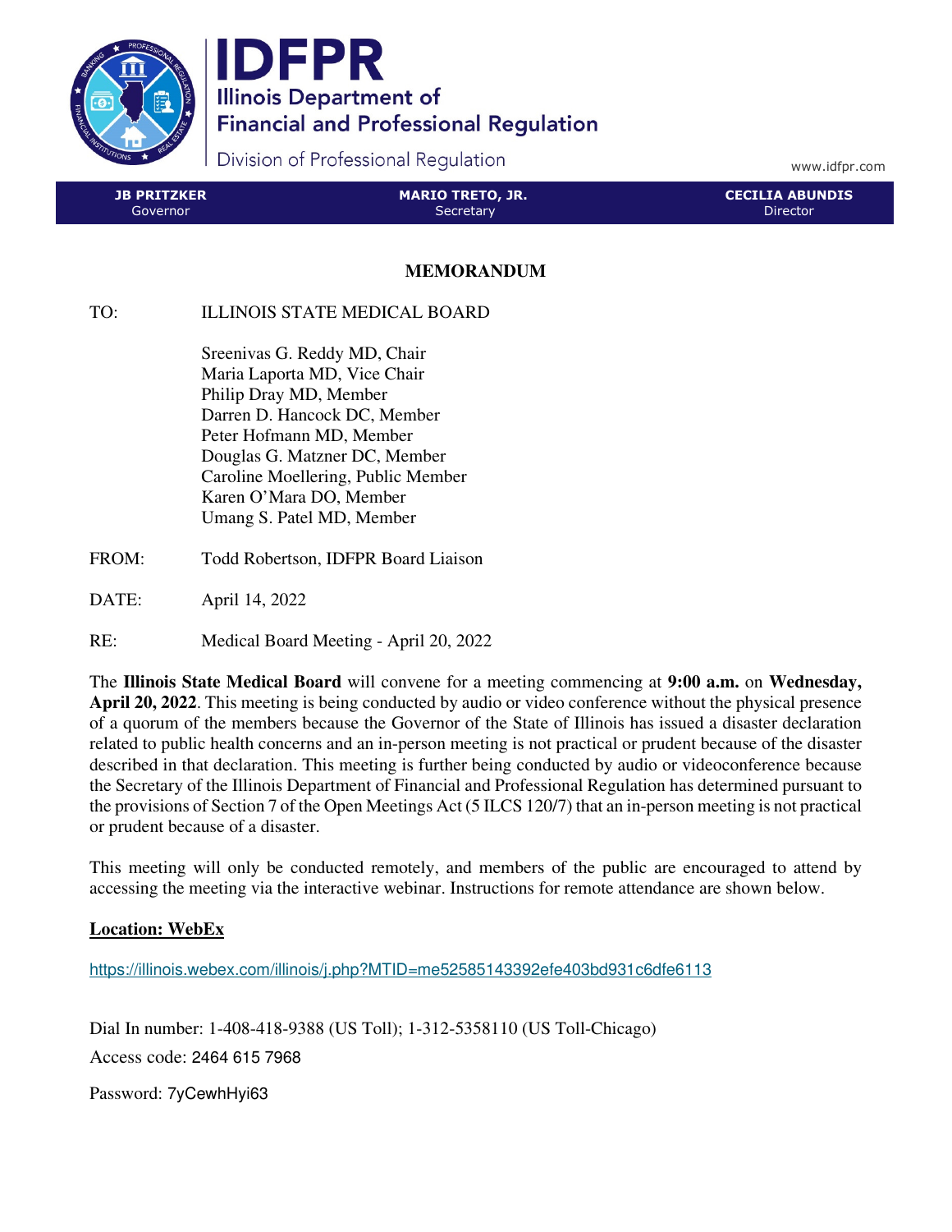# IDFPR

Illinois Department of Financial and Professional Regulation

Division of Professional Regulation

www.idfpr.com

| JB PRITZKER | MARIO TRETO, JR. | CECILIA ABUNDIS |
|---|---|---|
| Governor | Secretary | Director |

## MEMORANDUM

TO: ILLINOIS STATE MEDICAL BOARD

Sreenivas G. Reddy MD, Chair
Maria Laporta MD, Vice Chair
Philip Dray MD, Member
Darren D. Hancock DC, Member
Peter Hofmann MD, Member
Douglas G. Matzner DC, Member
Caroline Moellering, Public Member
Karen O'Mara DO, Member
Umang S. Patel MD, Member

FROM: Todd Robertson, IDFPR Board Liaison

DATE: April 14, 2022

RE: Medical Board Meeting - April 20, 2022

The **Illinois State Medical Board** will convene for a meeting commencing at **9:00 a.m.** on **Wednesday, April 20, 2022**. This meeting is being conducted by audio or video conference without the physical presence of a quorum of the members because the Governor of the State of Illinois has issued a disaster declaration related to public health concerns and an in-person meeting is not practical or prudent because of the disaster described in that declaration. This meeting is further being conducted by audio or videoconference because the Secretary of the Illinois Department of Financial and Professional Regulation has determined pursuant to the provisions of Section 7 of the Open Meetings Act (5 ILCS 120/7) that an in-person meeting is not practical or prudent because of a disaster.

This meeting will only be conducted remotely, and members of the public are encouraged to attend by accessing the meeting via the interactive webinar. Instructions for remote attendance are shown below.

**Location: WebEx**

https://illinois.webex.com/illinois/j.php?MTID=me52585143392efe403bd931c6dfe6113

Dial In number: 1-408-418-9388 (US Toll); 1-312-5358110 (US Toll-Chicago)

Access code: 2464 615 7968

Password: 7yCewhHyi63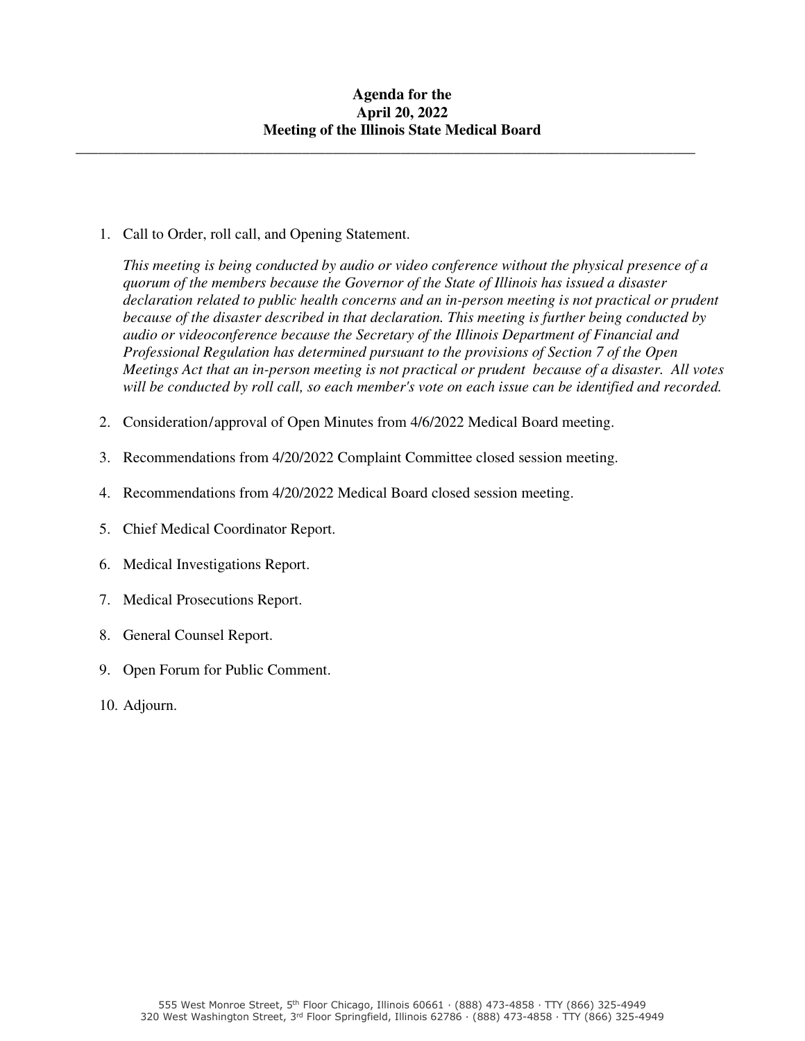**Agenda for the**
**April 20, 2022**
**Meeting of the Illinois State Medical Board**

---

1. Call to Order, roll call, and Opening Statement.

   *This meeting is being conducted by audio or video conference without the physical presence of a quorum of the members because the Governor of the State of Illinois has issued a disaster declaration related to public health concerns and an in-person meeting is not practical or prudent because of the disaster described in that declaration. This meeting is further being conducted by audio or videoconference because the Secretary of the Illinois Department of Financial and Professional Regulation has determined pursuant to the provisions of Section 7 of the Open Meetings Act that an in-person meeting is not practical or prudent because of a disaster. All votes will be conducted by roll call, so each member's vote on each issue can be identified and recorded.*

2. Consideration/approval of Open Minutes from 4/6/2022 Medical Board meeting.

3. Recommendations from 4/20/2022 Complaint Committee closed session meeting.

4. Recommendations from 4/20/2022 Medical Board closed session meeting.

5. Chief Medical Coordinator Report.

6. Medical Investigations Report.

7. Medical Prosecutions Report.

8. General Counsel Report.

9. Open Forum for Public Comment.

10. Adjourn.

555 West Monroe Street, 5th Floor Chicago, Illinois 60661 · (888) 473-4858 · TTY (866) 325-4949
320 West Washington Street, 3rd Floor Springfield, Illinois 62786 · (888) 473-4858 · TTY (866) 325-4949